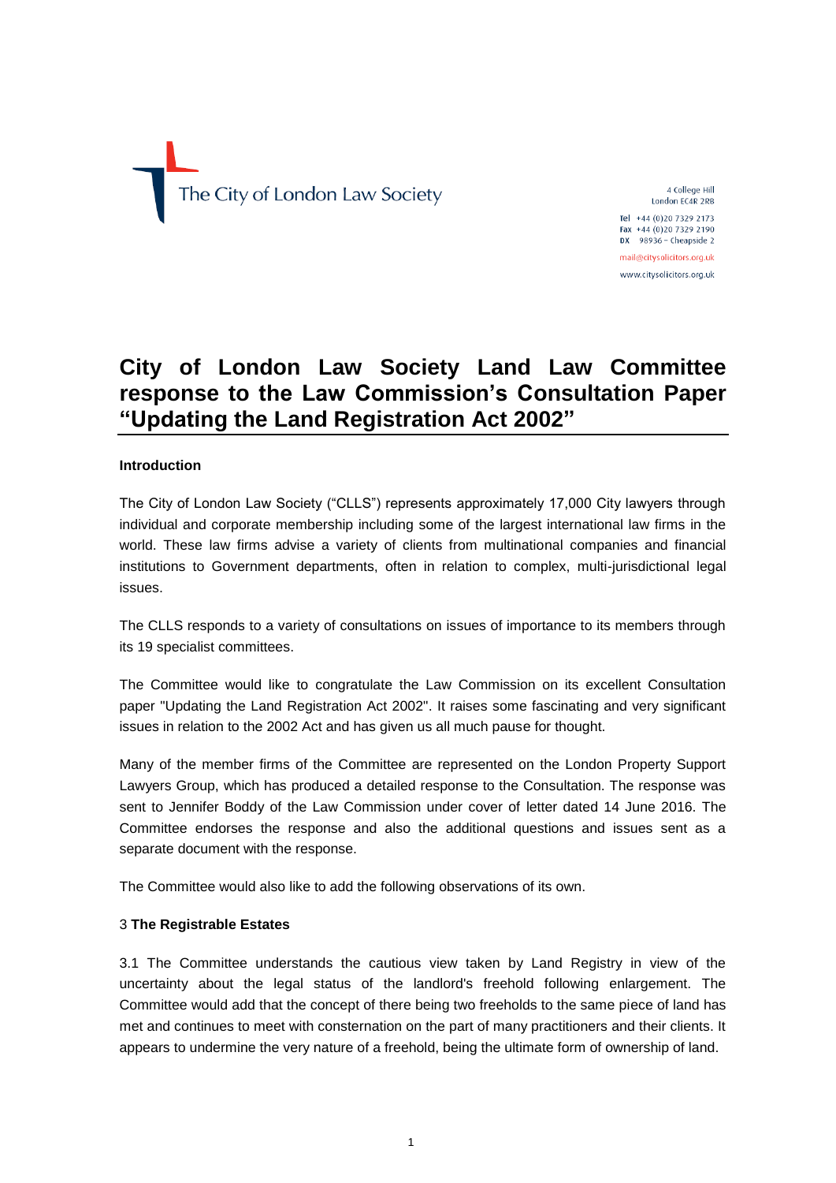The City of London Law Society

4 College Hill
London EC4R 2RB

Tel +44 (0)20 7329 2173
Fax +44 (0)20 7329 2190
DX 98936 – Cheapside 2

mail@citysolicitors.org.uk
www.citysolicitors.org.uk

# City of London Law Society Land Law Committee response to the Law Commission's Consultation Paper "Updating the Land Registration Act 2002"

**Introduction**

The City of London Law Society ("CLLS") represents approximately 17,000 City lawyers through individual and corporate membership including some of the largest international law firms in the world. These law firms advise a variety of clients from multinational companies and financial institutions to Government departments, often in relation to complex, multi-jurisdictional legal issues.

The CLLS responds to a variety of consultations on issues of importance to its members through its 19 specialist committees.

The Committee would like to congratulate the Law Commission on its excellent Consultation paper "Updating the Land Registration Act 2002". It raises some fascinating and very significant issues in relation to the 2002 Act and has given us all much pause for thought.

Many of the member firms of the Committee are represented on the London Property Support Lawyers Group, which has produced a detailed response to the Consultation. The response was sent to Jennifer Boddy of the Law Commission under cover of letter dated 14 June 2016. The Committee endorses the response and also the additional questions and issues sent as a separate document with the response.

The Committee would also like to add the following observations of its own.

3 **The Registrable Estates**

3.1 The Committee understands the cautious view taken by Land Registry in view of the uncertainty about the legal status of the landlord's freehold following enlargement. The Committee would add that the concept of there being two freeholds to the same piece of land has met and continues to meet with consternation on the part of many practitioners and their clients. It appears to undermine the very nature of a freehold, being the ultimate form of ownership of land.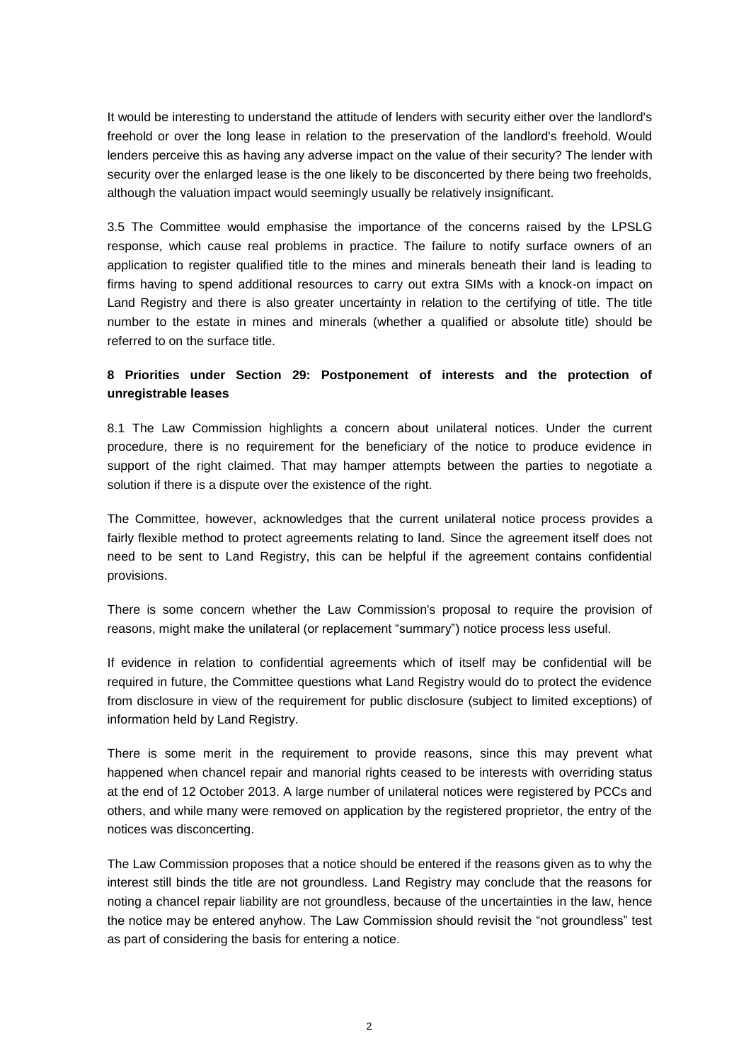It would be interesting to understand the attitude of lenders with security either over the landlord's freehold or over the long lease in relation to the preservation of the landlord's freehold. Would lenders perceive this as having any adverse impact on the value of their security? The lender with security over the enlarged lease is the one likely to be disconcerted by there being two freeholds, although the valuation impact would seemingly usually be relatively insignificant.

3.5 The Committee would emphasise the importance of the concerns raised by the LPSLG response, which cause real problems in practice. The failure to notify surface owners of an application to register qualified title to the mines and minerals beneath their land is leading to firms having to spend additional resources to carry out extra SIMs with a knock-on impact on Land Registry and there is also greater uncertainty in relation to the certifying of title. The title number to the estate in mines and minerals (whether a qualified or absolute title) should be referred to on the surface title.

### 8 Priorities under Section 29: Postponement of interests and the protection of unregistrable leases

8.1 The Law Commission highlights a concern about unilateral notices. Under the current procedure, there is no requirement for the beneficiary of the notice to produce evidence in support of the right claimed. That may hamper attempts between the parties to negotiate a solution if there is a dispute over the existence of the right.

The Committee, however, acknowledges that the current unilateral notice process provides a fairly flexible method to protect agreements relating to land. Since the agreement itself does not need to be sent to Land Registry, this can be helpful if the agreement contains confidential provisions.

There is some concern whether the Law Commission's proposal to require the provision of reasons, might make the unilateral (or replacement "summary") notice process less useful.

If evidence in relation to confidential agreements which of itself may be confidential will be required in future, the Committee questions what Land Registry would do to protect the evidence from disclosure in view of the requirement for public disclosure (subject to limited exceptions) of information held by Land Registry.

There is some merit in the requirement to provide reasons, since this may prevent what happened when chancel repair and manorial rights ceased to be interests with overriding status at the end of 12 October 2013. A large number of unilateral notices were registered by PCCs and others, and while many were removed on application by the registered proprietor, the entry of the notices was disconcerting.

The Law Commission proposes that a notice should be entered if the reasons given as to why the interest still binds the title are not groundless. Land Registry may conclude that the reasons for noting a chancel repair liability are not groundless, because of the uncertainties in the law, hence the notice may be entered anyhow. The Law Commission should revisit the "not groundless" test as part of considering the basis for entering a notice.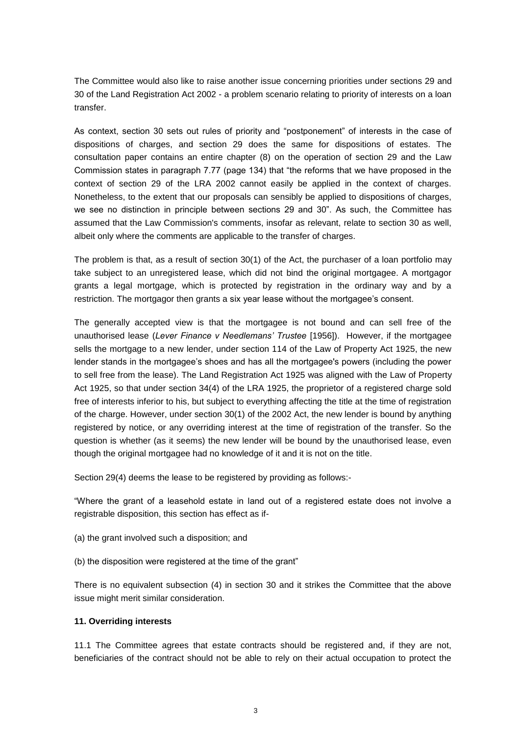The Committee would also like to raise another issue concerning priorities under sections 29 and 30 of the Land Registration Act 2002 - a problem scenario relating to priority of interests on a loan transfer.

As context, section 30 sets out rules of priority and "postponement" of interests in the case of dispositions of charges, and section 29 does the same for dispositions of estates. The consultation paper contains an entire chapter (8) on the operation of section 29 and the Law Commission states in paragraph 7.77 (page 134) that "the reforms that we have proposed in the context of section 29 of the LRA 2002 cannot easily be applied in the context of charges. Nonetheless, to the extent that our proposals can sensibly be applied to dispositions of charges, we see no distinction in principle between sections 29 and 30". As such, the Committee has assumed that the Law Commission's comments, insofar as relevant, relate to section 30 as well, albeit only where the comments are applicable to the transfer of charges.

The problem is that, as a result of section 30(1) of the Act, the purchaser of a loan portfolio may take subject to an unregistered lease, which did not bind the original mortgagee. A mortgagor grants a legal mortgage, which is protected by registration in the ordinary way and by a restriction. The mortgagor then grants a six year lease without the mortgagee's consent.

The generally accepted view is that the mortgagee is not bound and can sell free of the unauthorised lease (*Lever Finance v Needlemans' Trustee* [1956]). However, if the mortgagee sells the mortgage to a new lender, under section 114 of the Law of Property Act 1925, the new lender stands in the mortgagee's shoes and has all the mortgagee's powers (including the power to sell free from the lease). The Land Registration Act 1925 was aligned with the Law of Property Act 1925, so that under section 34(4) of the LRA 1925, the proprietor of a registered charge sold free of interests inferior to his, but subject to everything affecting the title at the time of registration of the charge. However, under section 30(1) of the 2002 Act, the new lender is bound by anything registered by notice, or any overriding interest at the time of registration of the transfer. So the question is whether (as it seems) the new lender will be bound by the unauthorised lease, even though the original mortgagee had no knowledge of it and it is not on the title.

Section 29(4) deems the lease to be registered by providing as follows:-

"Where the grant of a leasehold estate in land out of a registered estate does not involve a registrable disposition, this section has effect as if-

(a) the grant involved such a disposition; and

(b) the disposition were registered at the time of the grant"

There is no equivalent subsection (4) in section 30 and it strikes the Committee that the above issue might merit similar consideration.

**11. Overriding interests**

11.1 The Committee agrees that estate contracts should be registered and, if they are not, beneficiaries of the contract should not be able to rely on their actual occupation to protect the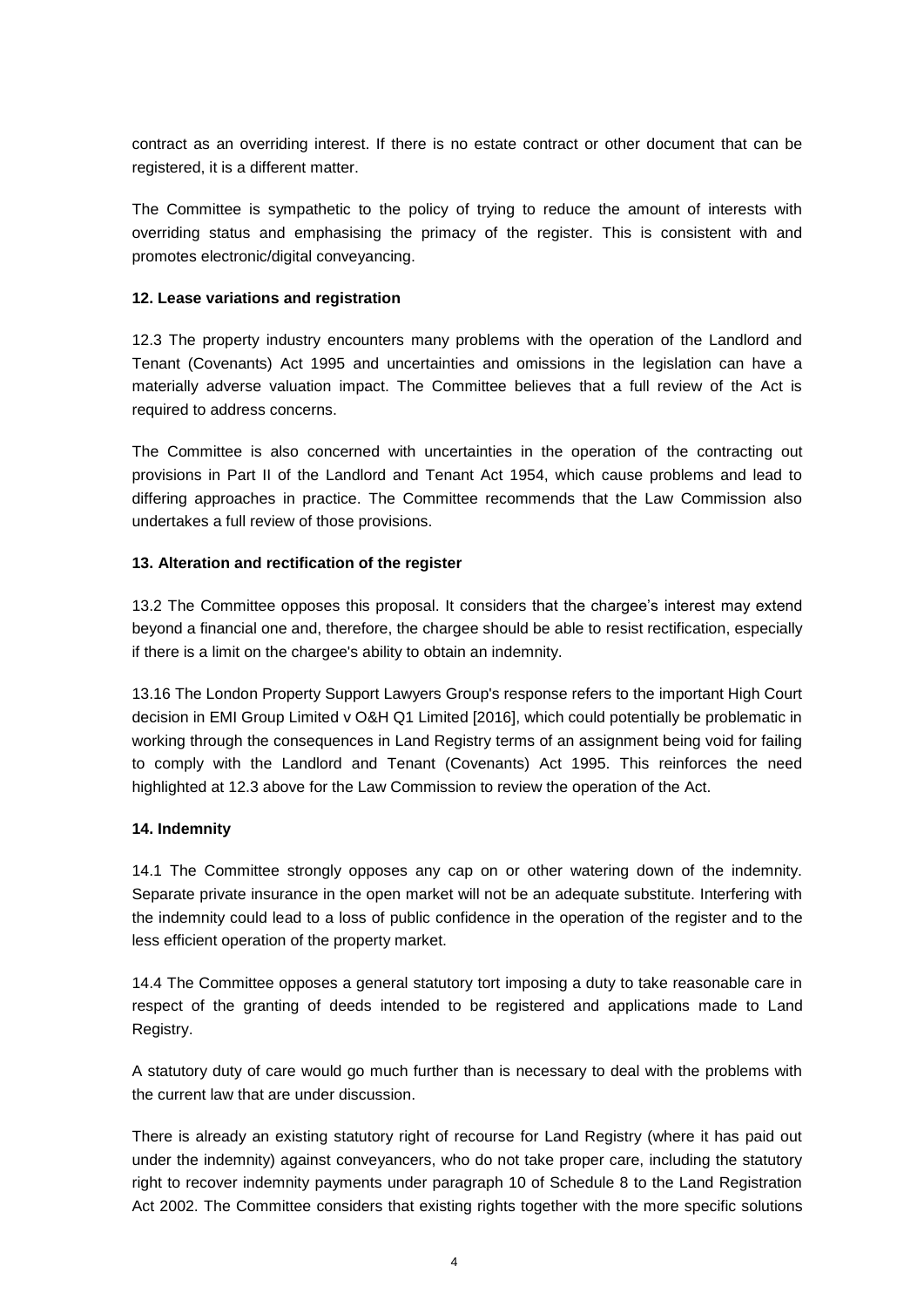contract as an overriding interest. If there is no estate contract or other document that can be registered, it is a different matter.

The Committee is sympathetic to the policy of trying to reduce the amount of interests with overriding status and emphasising the primacy of the register. This is consistent with and promotes electronic/digital conveyancing.

### 12. Lease variations and registration

12.3 The property industry encounters many problems with the operation of the Landlord and Tenant (Covenants) Act 1995 and uncertainties and omissions in the legislation can have a materially adverse valuation impact. The Committee believes that a full review of the Act is required to address concerns.

The Committee is also concerned with uncertainties in the operation of the contracting out provisions in Part II of the Landlord and Tenant Act 1954, which cause problems and lead to differing approaches in practice. The Committee recommends that the Law Commission also undertakes a full review of those provisions.

### 13. Alteration and rectification of the register

13.2 The Committee opposes this proposal. It considers that the chargee's interest may extend beyond a financial one and, therefore, the chargee should be able to resist rectification, especially if there is a limit on the chargee's ability to obtain an indemnity.

13.16 The London Property Support Lawyers Group's response refers to the important High Court decision in EMI Group Limited v O&H Q1 Limited [2016], which could potentially be problematic in working through the consequences in Land Registry terms of an assignment being void for failing to comply with the Landlord and Tenant (Covenants) Act 1995. This reinforces the need highlighted at 12.3 above for the Law Commission to review the operation of the Act.

### 14. Indemnity

14.1 The Committee strongly opposes any cap on or other watering down of the indemnity. Separate private insurance in the open market will not be an adequate substitute. Interfering with the indemnity could lead to a loss of public confidence in the operation of the register and to the less efficient operation of the property market.

14.4 The Committee opposes a general statutory tort imposing a duty to take reasonable care in respect of the granting of deeds intended to be registered and applications made to Land Registry.

A statutory duty of care would go much further than is necessary to deal with the problems with the current law that are under discussion.

There is already an existing statutory right of recourse for Land Registry (where it has paid out under the indemnity) against conveyancers, who do not take proper care, including the statutory right to recover indemnity payments under paragraph 10 of Schedule 8 to the Land Registration Act 2002. The Committee considers that existing rights together with the more specific solutions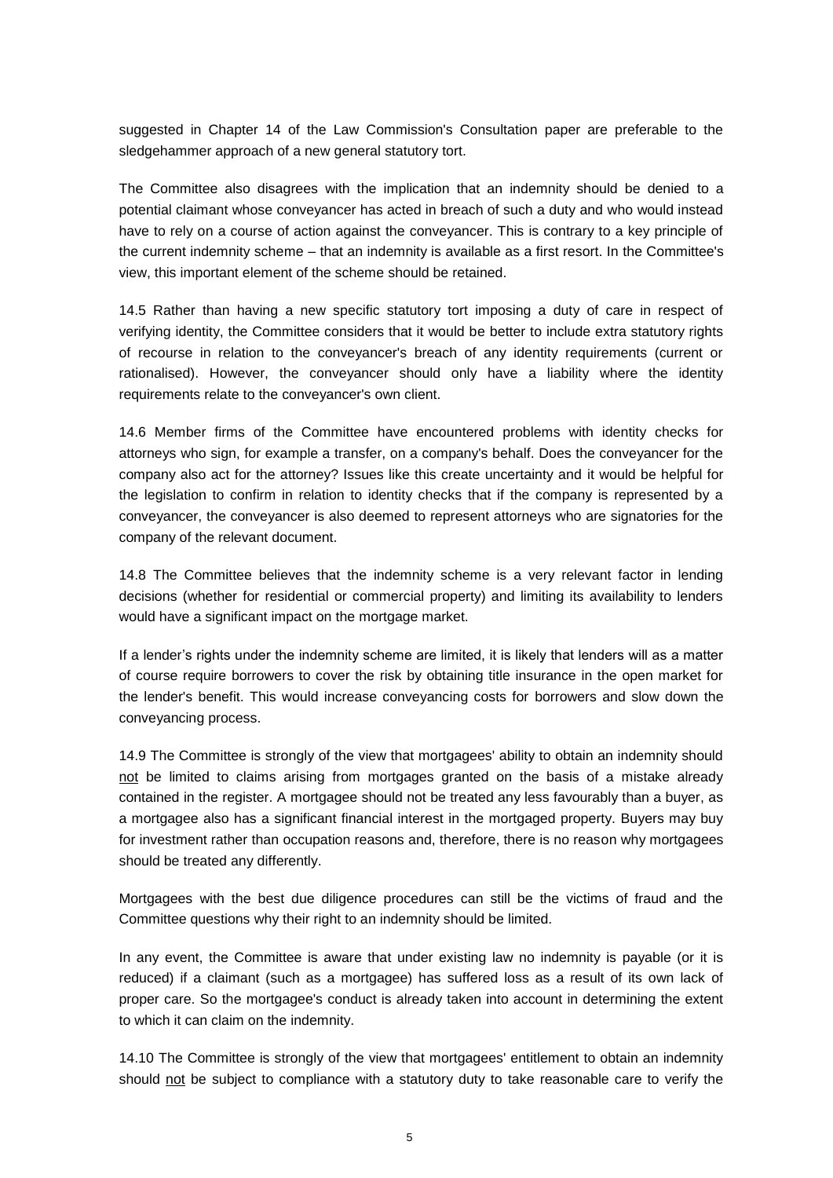suggested in Chapter 14 of the Law Commission's Consultation paper are preferable to the sledgehammer approach of a new general statutory tort.

The Committee also disagrees with the implication that an indemnity should be denied to a potential claimant whose conveyancer has acted in breach of such a duty and who would instead have to rely on a course of action against the conveyancer. This is contrary to a key principle of the current indemnity scheme – that an indemnity is available as a first resort. In the Committee's view, this important element of the scheme should be retained.

14.5 Rather than having a new specific statutory tort imposing a duty of care in respect of verifying identity, the Committee considers that it would be better to include extra statutory rights of recourse in relation to the conveyancer's breach of any identity requirements (current or rationalised). However, the conveyancer should only have a liability where the identity requirements relate to the conveyancer's own client.

14.6 Member firms of the Committee have encountered problems with identity checks for attorneys who sign, for example a transfer, on a company's behalf. Does the conveyancer for the company also act for the attorney? Issues like this create uncertainty and it would be helpful for the legislation to confirm in relation to identity checks that if the company is represented by a conveyancer, the conveyancer is also deemed to represent attorneys who are signatories for the company of the relevant document.

14.8 The Committee believes that the indemnity scheme is a very relevant factor in lending decisions (whether for residential or commercial property) and limiting its availability to lenders would have a significant impact on the mortgage market.

If a lender's rights under the indemnity scheme are limited, it is likely that lenders will as a matter of course require borrowers to cover the risk by obtaining title insurance in the open market for the lender's benefit. This would increase conveyancing costs for borrowers and slow down the conveyancing process.

14.9 The Committee is strongly of the view that mortgagees' ability to obtain an indemnity should <u>not</u> be limited to claims arising from mortgages granted on the basis of a mistake already contained in the register. A mortgagee should not be treated any less favourably than a buyer, as a mortgagee also has a significant financial interest in the mortgaged property. Buyers may buy for investment rather than occupation reasons and, therefore, there is no reason why mortgagees should be treated any differently.

Mortgagees with the best due diligence procedures can still be the victims of fraud and the Committee questions why their right to an indemnity should be limited.

In any event, the Committee is aware that under existing law no indemnity is payable (or it is reduced) if a claimant (such as a mortgagee) has suffered loss as a result of its own lack of proper care. So the mortgagee's conduct is already taken into account in determining the extent to which it can claim on the indemnity.

14.10 The Committee is strongly of the view that mortgagees' entitlement to obtain an indemnity should <u>not</u> be subject to compliance with a statutory duty to take reasonable care to verify the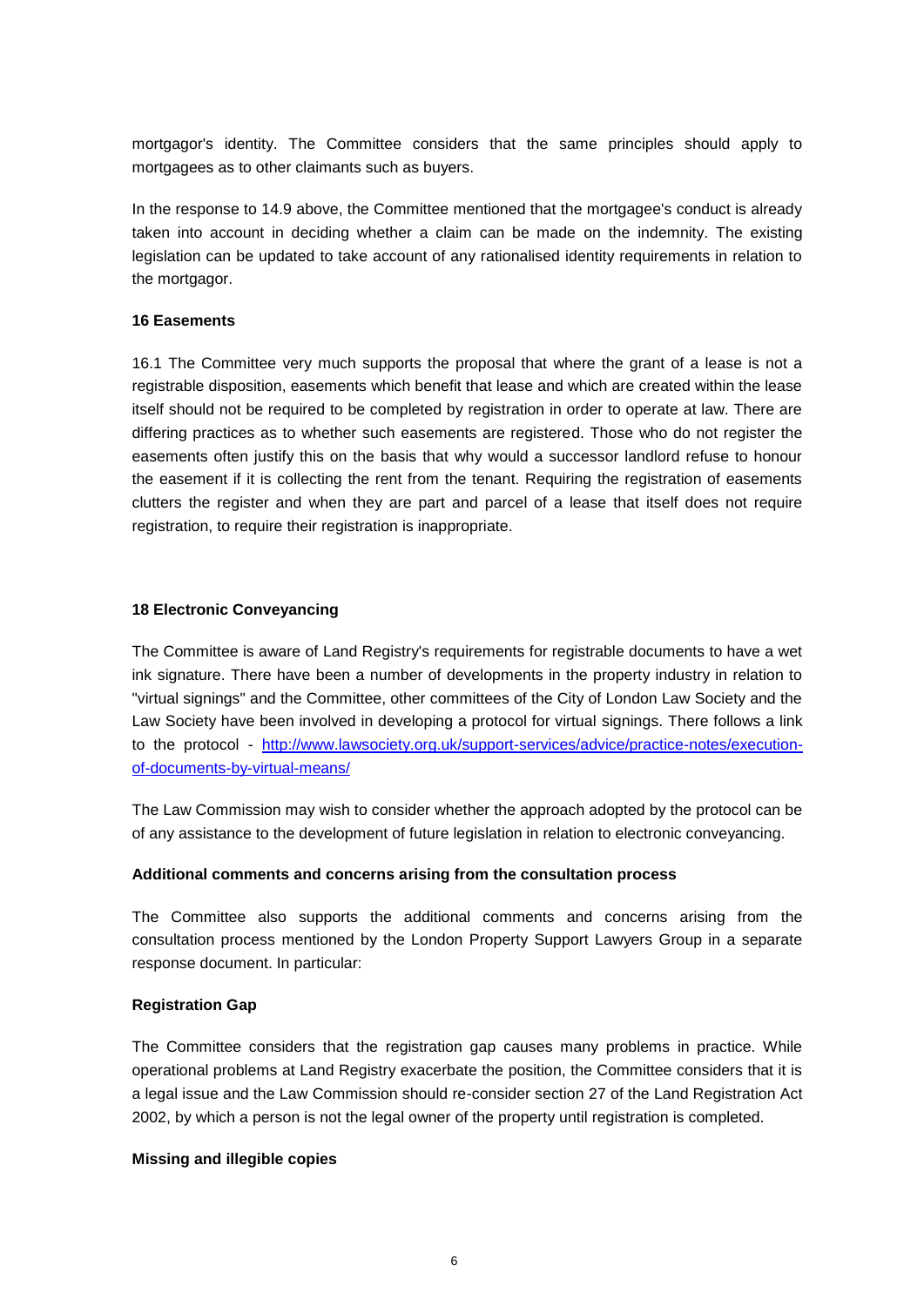mortgagor's identity. The Committee considers that the same principles should apply to mortgagees as to other claimants such as buyers.

In the response to 14.9 above, the Committee mentioned that the mortgagee's conduct is already taken into account in deciding whether a claim can be made on the indemnity. The existing legislation can be updated to take account of any rationalised identity requirements in relation to the mortgagor.

**16 Easements**

16.1 The Committee very much supports the proposal that where the grant of a lease is not a registrable disposition, easements which benefit that lease and which are created within the lease itself should not be required to be completed by registration in order to operate at law. There are differing practices as to whether such easements are registered. Those who do not register the easements often justify this on the basis that why would a successor landlord refuse to honour the easement if it is collecting the rent from the tenant. Requiring the registration of easements clutters the register and when they are part and parcel of a lease that itself does not require registration, to require their registration is inappropriate.

**18 Electronic Conveyancing**

The Committee is aware of Land Registry's requirements for registrable documents to have a wet ink signature. There have been a number of developments in the property industry in relation to "virtual signings" and the Committee, other committees of the City of London Law Society and the Law Society have been involved in developing a protocol for virtual signings. There follows a link to the protocol - [http://www.lawsociety.org.uk/support-services/advice/practice-notes/execution-of-documents-by-virtual-means/](http://www.lawsociety.org.uk/support-services/advice/practice-notes/execution-of-documents-by-virtual-means/)

The Law Commission may wish to consider whether the approach adopted by the protocol can be of any assistance to the development of future legislation in relation to electronic conveyancing.

**Additional comments and concerns arising from the consultation process**

The Committee also supports the additional comments and concerns arising from the consultation process mentioned by the London Property Support Lawyers Group in a separate response document. In particular:

**Registration Gap**

The Committee considers that the registration gap causes many problems in practice. While operational problems at Land Registry exacerbate the position, the Committee considers that it is a legal issue and the Law Commission should re-consider section 27 of the Land Registration Act 2002, by which a person is not the legal owner of the property until registration is completed.

**Missing and illegible copies**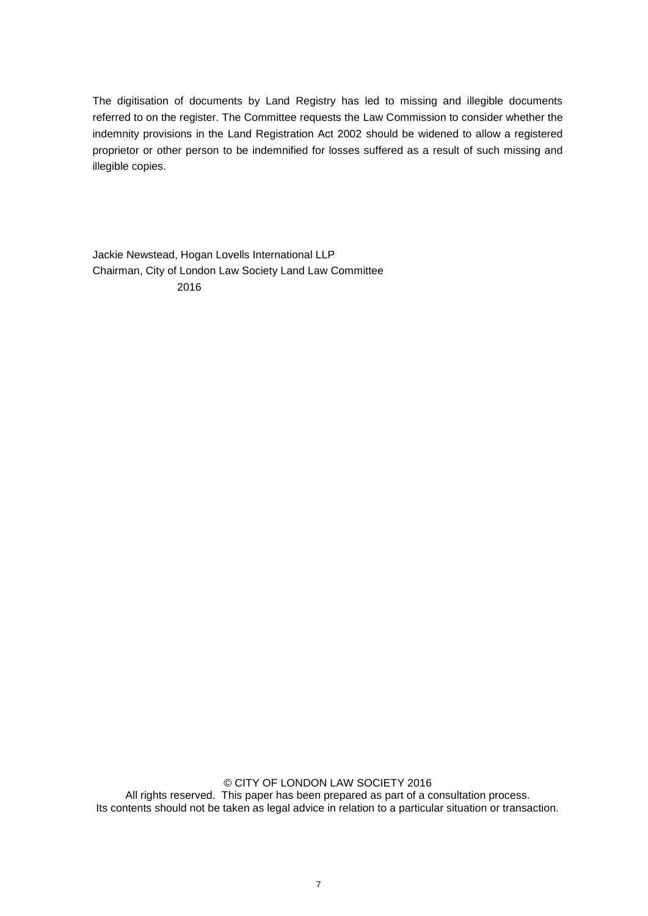The digitisation of documents by Land Registry has led to missing and illegible documents referred to on the register. The Committee requests the Law Commission to consider whether the indemnity provisions in the Land Registration Act 2002 should be widened to allow a registered proprietor or other person to be indemnified for losses suffered as a result of such missing and illegible copies.

Jackie Newstead, Hogan Lovells International LLP
Chairman, City of London Law Society Land Law Committee
2016

© CITY OF LONDON LAW SOCIETY 2016
All rights reserved. This paper has been prepared as part of a consultation process.
Its contents should not be taken as legal advice in relation to a particular situation or transaction.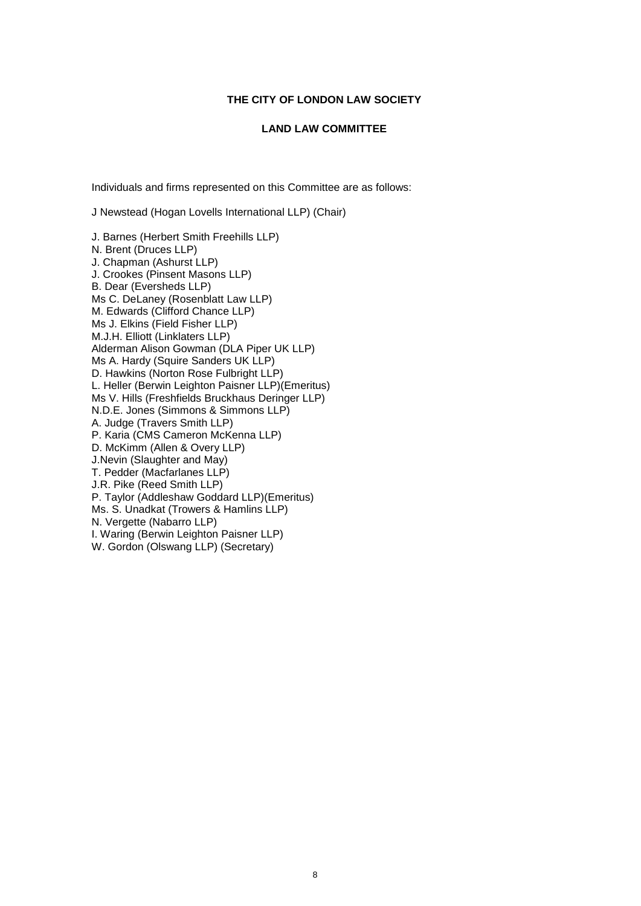**THE CITY OF LONDON LAW SOCIETY**

**LAND LAW COMMITTEE**

Individuals and firms represented on this Committee are as follows:

J Newstead (Hogan Lovells International LLP) (Chair)

J. Barnes (Herbert Smith Freehills LLP)
N. Brent (Druces LLP)
J. Chapman (Ashurst LLP)
J. Crookes (Pinsent Masons LLP)
B. Dear (Eversheds LLP)
Ms C. DeLaney (Rosenblatt Law LLP)
M. Edwards (Clifford Chance LLP)
Ms J. Elkins (Field Fisher LLP)
M.J.H. Elliott (Linklaters LLP)
Alderman Alison Gowman (DLA Piper UK LLP)
Ms A. Hardy (Squire Sanders UK LLP)
D. Hawkins (Norton Rose Fulbright LLP)
L. Heller (Berwin Leighton Paisner LLP)(Emeritus)
Ms V. Hills (Freshfields Bruckhaus Deringer LLP)
N.D.E. Jones (Simmons & Simmons LLP)
A. Judge (Travers Smith LLP)
P. Karia (CMS Cameron McKenna LLP)
D. McKimm (Allen & Overy LLP)
J.Nevin (Slaughter and May)
T. Pedder (Macfarlanes LLP)
J.R. Pike (Reed Smith LLP)
P. Taylor (Addleshaw Goddard LLP)(Emeritus)
Ms. S. Unadkat (Trowers & Hamlins LLP)
N. Vergette (Nabarro LLP)
I. Waring (Berwin Leighton Paisner LLP)
W. Gordon (Olswang LLP) (Secretary)